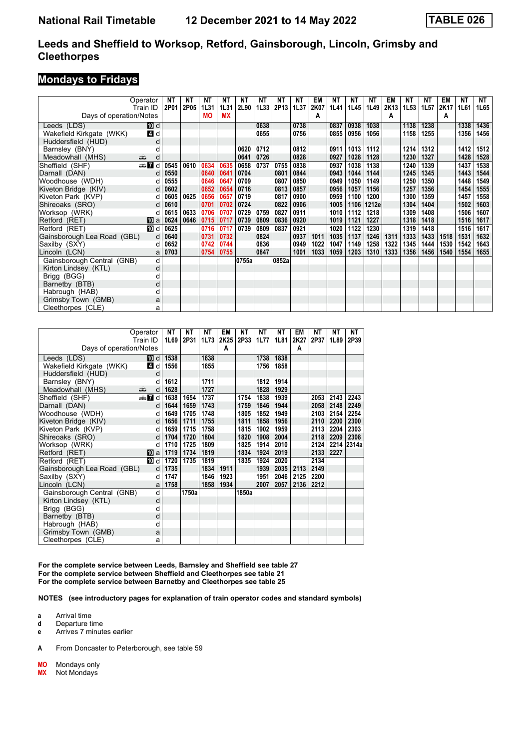# National Rail Timetable 12 December 2021 to 14 May 2022 TABLE 026

## Leeds and Sheffield to Worksop, Retford, Gainsborough, Lincoln, Grimsby and Cleethorpes

### Mondays to Fridays

| Operator | | NT | NT | NT | NT | NT | NT | NT | NT | EM | NT | NT | NT | EM | NT | NT | EM | NT | NT |
|---|---|---|---|---|---|---|---|---|---|---|---|---|---|---|---|---|---|---|---|
| Train ID | | 2P01 | 2P05 | 1L31 | 1L31 | 2L90 | 1L33 | 2P13 | 1L37 | 2K07 | 1L41 | 1L45 | 1L49 | 2K13 | 1L53 | 1L57 | 2K17 | 1L61 | 1L65 |
| Days of operation/Notes | | | | MO | MX | | | | | A | | | | A | | | A | | |
| Leeds (LDS) | 10 d | | | | | | 0638 | | 0738 | | 0837 | 0938 | 1038 | | 1138 | 1238 | | 1338 | 1436 |
| Wakefield Kirkgate (WKK) | 4 d | | | | | | 0655 | | 0756 | | 0855 | 0956 | 1056 | | 1158 | 1255 | | 1356 | 1456 |
| Huddersfield (HUD) | d | | | | | | | | | | | | | | | | | | |
| Barnsley (BNY) | d | | | | | 0620 | 0712 | | 0812 | | 0911 | 1013 | 1112 | | 1214 | 1312 | | 1412 | 1512 |
| Meadowhall (MHS) | d | | | | | 0641 | 0726 | | 0828 | | 0927 | 1028 | 1128 | | 1230 | 1327 | | 1428 | 1528 |
| Sheffield (SHF) | 7 d | 0545 | 0610 | 0634 | 0635 | 0658 | 0737 | 0755 | 0838 | | 0937 | 1038 | 1138 | | 1240 | 1339 | | 1437 | 1538 |
| Darnall (DAN) | d | 0550 | | 0640 | 0641 | 0704 | | 0801 | 0844 | | 0943 | 1044 | 1144 | | 1245 | 1345 | | 1443 | 1544 |
| Woodhouse (WDH) | d | 0555 | | 0646 | 0647 | 0709 | | 0807 | 0850 | | 0949 | 1050 | 1149 | | 1250 | 1350 | | 1448 | 1549 |
| Kiveton Bridge (KIV) | d | 0602 | | 0652 | 0654 | 0716 | | 0813 | 0857 | | 0956 | 1057 | 1156 | | 1257 | 1356 | | 1454 | 1555 |
| Kiveton Park (KVP) | d | 0605 | 0625 | 0656 | 0657 | 0719 | | 0817 | 0900 | | 0959 | 1100 | 1200 | | 1300 | 1359 | | 1457 | 1558 |
| Shireoaks (SRO) | d | 0610 | | 0701 | 0702 | 0724 | | 0822 | 0906 | | 1005 | 1106 | 1212e | | 1304 | 1404 | | 1502 | 1603 |
| Worksop (WRK) | d | 0615 | 0633 | 0706 | 0707 | 0729 | 0759 | 0827 | 0911 | | 1010 | 1112 | 1218 | | 1309 | 1408 | | 1506 | 1607 |
| Retford (RET) | 10 a | 0624 | 0646 | 0715 | 0717 | 0739 | 0809 | 0836 | 0920 | | 1019 | 1121 | 1227 | | 1318 | 1418 | | 1516 | 1617 |
| Retford (RET) | 10 d | 0625 | | 0716 | 0717 | 0739 | 0809 | 0837 | 0921 | | 1020 | 1122 | 1230 | | 1319 | 1418 | | 1516 | 1617 |
| Gainsborough Lea Road (GBL) | d | 0640 | | 0731 | 0732 | | 0824 | | 0937 | 1011 | 1035 | 1137 | 1246 | 1311 | 1333 | 1433 | 1518 | 1531 | 1632 |
| Saxilby (SXY) | d | 0652 | | 0742 | 0744 | | 0836 | | 0949 | 1022 | 1047 | 1149 | 1258 | 1322 | 1345 | 1444 | 1530 | 1542 | 1643 |
| Lincoln (LCN) | a | 0703 | | 0754 | 0755 | | 0847 | | 1001 | 1033 | 1059 | 1203 | 1310 | 1333 | 1356 | 1456 | 1540 | 1554 | 1655 |
| Gainsborough Central (GNB) | d | | | | | 0755a | | 0852a | | | | | | | | | | | |
| Kirton Lindsey (KTL) | d | | | | | | | | | | | | | | | | | | |
| Brigg (BGG) | d | | | | | | | | | | | | | | | | | | |
| Barnetby (BTB) | d | | | | | | | | | | | | | | | | | | |
| Habrough (HAB) | d | | | | | | | | | | | | | | | | | | |
| Grimsby Town (GMB) | a | | | | | | | | | | | | | | | | | | |
| Cleethorpes (CLE) | a | | | | | | | | | | | | | | | | | | |

| Operator | | NT | NT | NT | EM | NT | NT | NT | EM | NT | NT | NT |
|---|---|---|---|---|---|---|---|---|---|---|---|---|
| Train ID | | 1L69 | 2P31 | 1L73 | 2K25 | 2P33 | 1L77 | 1L81 | 2K27 | 2P37 | 1L89 | 2P39 |
| Days of operation/Notes | | | | | A | | | | A | | | |
| Leeds (LDS) | 10 d | 1538 | | 1638 | | | 1738 | 1838 | | | | |
| Wakefield Kirkgate (WKK) | 4 d | 1556 | | 1655 | | | 1756 | 1858 | | | | |
| Huddersfield (HUD) | d | | | | | | | | | | | |
| Barnsley (BNY) | d | 1612 | | 1711 | | | 1812 | 1914 | | | | |
| Meadowhall (MHS) | d | 1628 | | 1727 | | | 1828 | 1929 | | | | |
| Sheffield (SHF) | 7 d | 1638 | 1654 | 1737 | | 1754 | 1838 | 1939 | | 2053 | 2143 | 2243 |
| Darnall (DAN) | d | 1644 | 1659 | 1743 | | 1759 | 1846 | 1944 | | 2058 | 2148 | 2249 |
| Woodhouse (WDH) | d | 1649 | 1705 | 1748 | | 1805 | 1852 | 1949 | | 2103 | 2154 | 2254 |
| Kiveton Bridge (KIV) | d | 1656 | 1711 | 1755 | | 1811 | 1858 | 1956 | | 2110 | 2200 | 2300 |
| Kiveton Park (KVP) | d | 1659 | 1715 | 1758 | | 1815 | 1902 | 1959 | | 2113 | 2204 | 2303 |
| Shireoaks (SRO) | d | 1704 | 1720 | 1804 | | 1820 | 1908 | 2004 | | 2118 | 2209 | 2308 |
| Worksop (WRK) | d | 1710 | 1725 | 1809 | | 1825 | 1914 | 2010 | | 2124 | 2214 | 2314a |
| Retford (RET) | 10 a | 1719 | 1734 | 1819 | | 1834 | 1924 | 2019 | | 2133 | 2227 | |
| Retford (RET) | 10 d | 1720 | 1735 | 1819 | | 1835 | 1924 | 2020 | | 2134 | | |
| Gainsborough Lea Road (GBL) | d | 1735 | | 1834 | 1911 | | 1939 | 2035 | 2113 | 2149 | | |
| Saxilby (SXY) | d | 1747 | | 1846 | 1923 | | 1951 | 2046 | 2125 | 2200 | | |
| Lincoln (LCN) | a | 1758 | | 1858 | 1934 | | 2007 | 2057 | 2136 | 2212 | | |
| Gainsborough Central (GNB) | d | | 1750a | | | 1850a | | | | | | |
| Kirton Lindsey (KTL) | d | | | | | | | | | | | |
| Brigg (BGG) | d | | | | | | | | | | | |
| Barnetby (BTB) | d | | | | | | | | | | | |
| Habrough (HAB) | d | | | | | | | | | | | |
| Grimsby Town (GMB) | a | | | | | | | | | | | |
| Cleethorpes (CLE) | a | | | | | | | | | | | |

**For the complete service between Leeds, Barnsley and Sheffield see table 27**
**For the complete service between Sheffield and Cleethorpes see table 21**
**For the complete service between Barnetby and Cleethorpes see table 25**

**NOTES (see introductory pages for explanation of train operator codes and standard symbols)**

- **a** Arrival time
- **d** Departure time
- **e** Arrives 7 minutes earlier

- **A** From Doncaster to Peterborough, see table 59

- **MO** Mondays only
- **MX** Not Mondays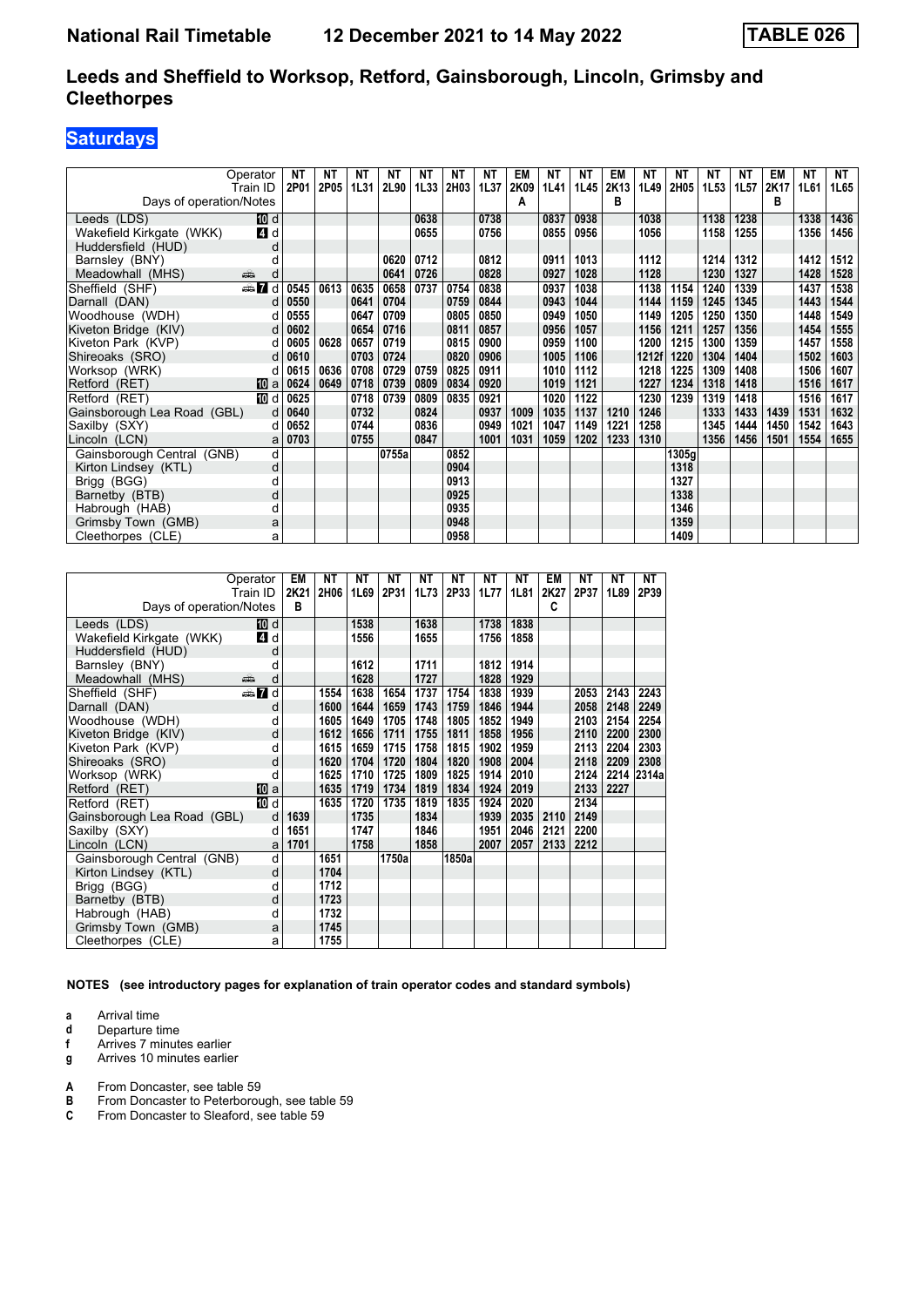**National Rail Timetable** **12 December 2021 to 14 May 2022** **TABLE 026**

## Leeds and Sheffield to Worksop, Retford, Gainsborough, Lincoln, Grimsby and Cleethorpes

### Saturdays

| Operator | | NT | NT | NT | NT | NT | NT | NT | EM | NT | NT | EM | NT | NT | NT | NT | EM | NT | NT |
|---|---|---|---|---|---|---|---|---|---|---|---|---|---|---|---|---|---|---|---|
| Train ID | | 2P01 | 2P05 | 1L31 | 2L90 | 1L33 | 2H03 | 1L37 | 2K09 | 1L41 | 1L45 | 2K13 | 1L49 | 2H05 | 1L53 | 1L57 | 2K17 | 1L61 | 1L65 |
| Days of operation/Notes | | | | | | | | | A | | | B | | | | | B | | |
| Leeds (LDS) | 10 d | | | | | 0638 | | 0738 | | 0837 | 0938 | | 1038 | | 1138 | 1238 | | 1338 | 1436 |
| Wakefield Kirkgate (WKK) | 4 d | | | | | 0655 | | 0756 | | 0855 | 0956 | | 1056 | | 1158 | 1255 | | 1356 | 1456 |
| Huddersfield (HUD) | d | | | | | | | | | | | | | | | | | | |
| Barnsley (BNY) | d | | | | 0620 | 0712 | | 0812 | | 0911 | 1013 | | 1112 | | 1214 | 1312 | | 1412 | 1512 |
| Meadowhall (MHS) | d | | | | 0641 | 0726 | | 0828 | | 0927 | 1028 | | 1128 | | 1230 | 1327 | | 1428 | 1528 |
| Sheffield (SHF) | 7 d | 0545 | 0613 | 0635 | 0658 | 0737 | 0754 | 0838 | | 0937 | 1038 | | 1138 | 1154 | 1240 | 1339 | | 1437 | 1538 |
| Darnall (DAN) | d | 0550 | | 0641 | 0704 | | 0759 | 0844 | | 0943 | 1044 | | 1144 | 1159 | 1245 | 1345 | | 1443 | 1544 |
| Woodhouse (WDH) | d | 0555 | | 0647 | 0709 | | 0805 | 0850 | | 0949 | 1050 | | 1149 | 1205 | 1250 | 1350 | | 1448 | 1549 |
| Kiveton Bridge (KIV) | d | 0602 | | 0654 | 0716 | | 0811 | 0857 | | 0956 | 1057 | | 1156 | 1211 | 1257 | 1356 | | 1454 | 1555 |
| Kiveton Park (KVP) | d | 0605 | 0628 | 0657 | 0719 | | 0815 | 0900 | | 0959 | 1100 | | 1200 | 1215 | 1300 | 1359 | | 1457 | 1558 |
| Shireoaks (SRO) | d | 0610 | | 0703 | 0724 | | 0820 | 0906 | | 1005 | 1106 | | 1212f | 1220 | 1304 | 1404 | | 1502 | 1603 |
| Worksop (WRK) | d | 0615 | 0636 | 0708 | 0729 | 0759 | 0825 | 0911 | | 1010 | 1112 | | 1218 | 1225 | 1309 | 1408 | | 1506 | 1607 |
| Retford (RET) | 10 a | 0624 | 0649 | 0718 | 0739 | 0809 | 0834 | 0920 | | 1019 | 1121 | | 1227 | 1234 | 1318 | 1418 | | 1516 | 1617 |
| Retford (RET) | 10 d | 0625 | | 0718 | 0739 | 0809 | 0835 | 0921 | | 1020 | 1122 | | 1230 | 1239 | 1319 | 1418 | | 1516 | 1617 |
| Gainsborough Lea Road (GBL) | d | 0640 | | 0732 | | 0824 | | 0937 | 1009 | 1035 | 1137 | 1210 | 1246 | | 1333 | 1433 | 1439 | 1531 | 1632 |
| Saxilby (SXY) | d | 0652 | | 0744 | | 0836 | | 0949 | 1021 | 1047 | 1149 | 1221 | 1258 | | 1345 | 1444 | 1450 | 1542 | 1643 |
| Lincoln (LCN) | a | 0703 | | 0755 | | 0847 | | 1001 | 1031 | 1059 | 1202 | 1233 | 1310 | | 1356 | 1456 | 1501 | 1554 | 1655 |
| Gainsborough Central (GNB) | d | | | | 0755a | | 0852 | | | | | | | 1305g | | | | | |
| Kirton Lindsey (KTL) | d | | | | | | 0904 | | | | | | | 1318 | | | | | |
| Brigg (BGG) | d | | | | | | 0913 | | | | | | | 1327 | | | | | |
| Barnetby (BTB) | d | | | | | | 0925 | | | | | | | 1338 | | | | | |
| Habrough (HAB) | d | | | | | | 0935 | | | | | | | 1346 | | | | | |
| Grimsby Town (GMB) | a | | | | | | 0948 | | | | | | | 1359 | | | | | |
| Cleethorpes (CLE) | a | | | | | | 0958 | | | | | | | 1409 | | | | | |

| Operator | | EM | NT | NT | NT | NT | NT | NT | NT | EM | NT | NT | NT |
|---|---|---|---|---|---|---|---|---|---|---|---|---|---|
| Train ID | | 2K21 | 2H06 | 1L69 | 2P31 | 1L73 | 2P33 | 1L77 | 1L81 | 2K27 | 2P37 | 1L89 | 2P39 |
| Days of operation/Notes | | B | | | | | | | | C | | | |
| Leeds (LDS) | 10 d | | | 1538 | | 1638 | | 1738 | 1838 | | | | |
| Wakefield Kirkgate (WKK) | 4 d | | | 1556 | | 1655 | | 1756 | 1858 | | | | |
| Huddersfield (HUD) | d | | | | | | | | | | | | |
| Barnsley (BNY) | d | | | 1612 | | 1711 | | 1812 | 1914 | | | | |
| Meadowhall (MHS) | d | | | 1628 | | 1727 | | 1828 | 1929 | | | | |
| Sheffield (SHF) | 7 d | | 1554 | 1638 | 1654 | 1737 | 1754 | 1838 | 1939 | | 2053 | 2143 | 2243 |
| Darnall (DAN) | d | | 1600 | 1644 | 1659 | 1743 | 1759 | 1846 | 1944 | | 2058 | 2148 | 2249 |
| Woodhouse (WDH) | d | | 1605 | 1649 | 1705 | 1748 | 1805 | 1852 | 1949 | | 2103 | 2154 | 2254 |
| Kiveton Bridge (KIV) | d | | 1612 | 1656 | 1711 | 1755 | 1811 | 1858 | 1956 | | 2110 | 2200 | 2300 |
| Kiveton Park (KVP) | d | | 1615 | 1659 | 1715 | 1758 | 1815 | 1902 | 1959 | | 2113 | 2204 | 2303 |
| Shireoaks (SRO) | d | | 1620 | 1704 | 1720 | 1804 | 1820 | 1908 | 2004 | | 2118 | 2209 | 2308 |
| Worksop (WRK) | d | | 1625 | 1710 | 1725 | 1809 | 1825 | 1914 | 2010 | | 2124 | 2214 | 2314a |
| Retford (RET) | 10 a | | 1635 | 1719 | 1734 | 1819 | 1834 | 1924 | 2019 | | 2133 | 2227 | |
| Retford (RET) | 10 d | | 1635 | 1720 | 1735 | 1819 | 1835 | 1924 | 2020 | | 2134 | | |
| Gainsborough Lea Road (GBL) | d | 1639 | | 1735 | | 1834 | | 1939 | 2035 | 2110 | 2149 | | |
| Saxilby (SXY) | d | 1651 | | 1747 | | 1846 | | 1951 | 2046 | 2121 | 2200 | | |
| Lincoln (LCN) | a | 1701 | | 1758 | | 1858 | | 2007 | 2057 | 2133 | 2212 | | |
| Gainsborough Central (GNB) | d | | 1651 | | 1750a | | 1850a | | | | | | |
| Kirton Lindsey (KTL) | d | | 1704 | | | | | | | | | | |
| Brigg (BGG) | d | | 1712 | | | | | | | | | | |
| Barnetby (BTB) | d | | 1723 | | | | | | | | | | |
| Habrough (HAB) | d | | 1732 | | | | | | | | | | |
| Grimsby Town (GMB) | a | | 1745 | | | | | | | | | | |
| Cleethorpes (CLE) | a | | 1755 | | | | | | | | | | |

**NOTES (see introductory pages for explanation of train operator codes and standard symbols)**

- **a** Arrival time
- **d** Departure time
- **f** Arrives 7 minutes earlier
- **g** Arrives 10 minutes earlier

- **A** From Doncaster, see table 59
- **B** From Doncaster to Peterborough, see table 59
- **C** From Doncaster to Sleaford, see table 59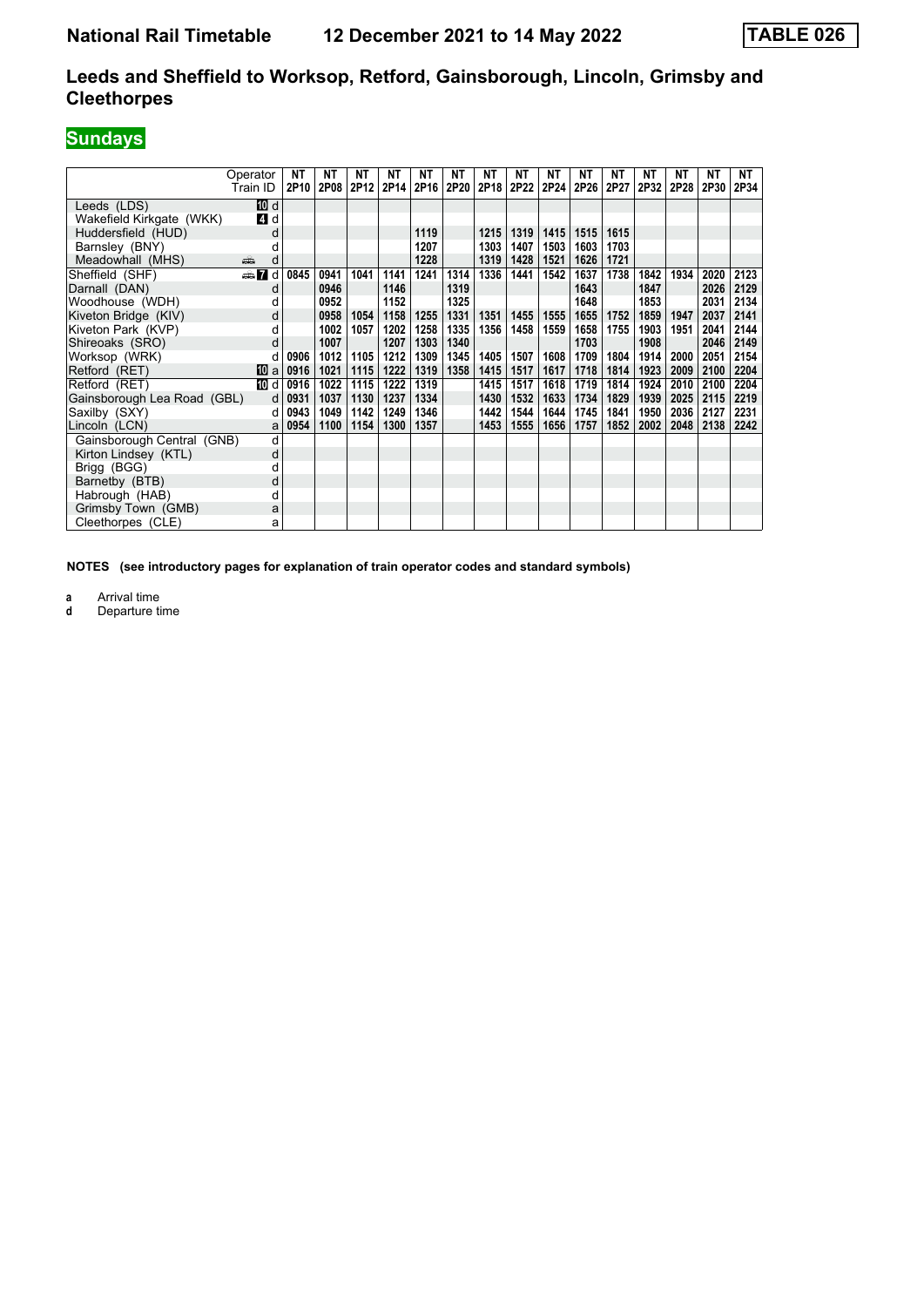# National Rail Timetable 12 December 2021 to 14 May 2022 TABLE 026

## Leeds and Sheffield to Worksop, Retford, Gainsborough, Lincoln, Grimsby and Cleethorpes

### Sundays

| | Operator | NT | NT | NT | NT | NT | NT | NT | NT | NT | NT | NT | NT | NT | NT | NT |
|---|---|---|---|---|---|---|---|---|---|---|---|---|---|---|---|---|
| | Train ID | 2P10 | 2P08 | 2P12 | 2P14 | 2P16 | 2P20 | 2P18 | 2P22 | 2P24 | 2P26 | 2P27 | 2P32 | 2P28 | 2P30 | 2P34 |
| Leeds (LDS) | 10 d | | | | | | | | | | | | | | | |
| Wakefield Kirkgate (WKK) | 4 d | | | | | | | | | | | | | | | |
| Huddersfield (HUD) | d | | | | | 1119 | | 1215 | 1319 | 1415 | 1515 | 1615 | | | | |
| Barnsley (BNY) | d | | | | | 1207 | | 1303 | 1407 | 1503 | 1603 | 1703 | | | | |
| Meadowhall (MHS) | d | | | | | 1228 | | 1319 | 1428 | 1521 | 1626 | 1721 | | | | |
| Sheffield (SHF) | 7 d | 0845 | 0941 | 1041 | 1141 | 1241 | 1314 | 1336 | 1441 | 1542 | 1637 | 1738 | 1842 | 1934 | 2020 | 2123 |
| Darnall (DAN) | d | | 0946 | | 1146 | | 1319 | | | | 1643 | | 1847 | | 2026 | 2129 |
| Woodhouse (WDH) | d | | 0952 | | 1152 | | 1325 | | | | 1648 | | 1853 | | 2031 | 2134 |
| Kiveton Bridge (KIV) | d | | 0958 | 1054 | 1158 | 1255 | 1331 | 1351 | 1455 | 1555 | 1655 | 1752 | 1859 | 1947 | 2037 | 2141 |
| Kiveton Park (KVP) | d | | 1002 | 1057 | 1202 | 1258 | 1335 | 1356 | 1458 | 1559 | 1658 | 1755 | 1903 | 1951 | 2041 | 2144 |
| Shireoaks (SRO) | d | | 1007 | | 1207 | 1303 | 1340 | | | | 1703 | | 1908 | | 2046 | 2149 |
| Worksop (WRK) | d | 0906 | 1012 | 1105 | 1212 | 1309 | 1345 | 1405 | 1507 | 1608 | 1709 | 1804 | 1914 | 2000 | 2051 | 2154 |
| Retford (RET) | 10 a | 0916 | 1021 | 1115 | 1222 | 1319 | 1358 | 1415 | 1517 | 1617 | 1718 | 1814 | 1923 | 2009 | 2100 | 2204 |
| Retford (RET) | 10 d | 0916 | 1022 | 1115 | 1222 | 1319 | | 1415 | 1517 | 1618 | 1719 | 1814 | 1924 | 2010 | 2100 | 2204 |
| Gainsborough Lea Road (GBL) | d | 0931 | 1037 | 1130 | 1237 | 1334 | | 1430 | 1532 | 1633 | 1734 | 1829 | 1939 | 2025 | 2115 | 2219 |
| Saxilby (SXY) | d | 0943 | 1049 | 1142 | 1249 | 1346 | | 1442 | 1544 | 1644 | 1745 | 1841 | 1950 | 2036 | 2127 | 2231 |
| Lincoln (LCN) | a | 0954 | 1100 | 1154 | 1300 | 1357 | | 1453 | 1555 | 1656 | 1757 | 1852 | 2002 | 2048 | 2138 | 2242 |
| Gainsborough Central (GNB) | d | | | | | | | | | | | | | | | |
| Kirton Lindsey (KTL) | d | | | | | | | | | | | | | | | |
| Brigg (BGG) | d | | | | | | | | | | | | | | | |
| Barnetby (BTB) | d | | | | | | | | | | | | | | | |
| Habrough (HAB) | d | | | | | | | | | | | | | | | |
| Grimsby Town (GMB) | a | | | | | | | | | | | | | | | |
| Cleethorpes (CLE) | a | | | | | | | | | | | | | | | |

**NOTES (see introductory pages for explanation of train operator codes and standard symbols)**

**a** Arrival time
**d** Departure time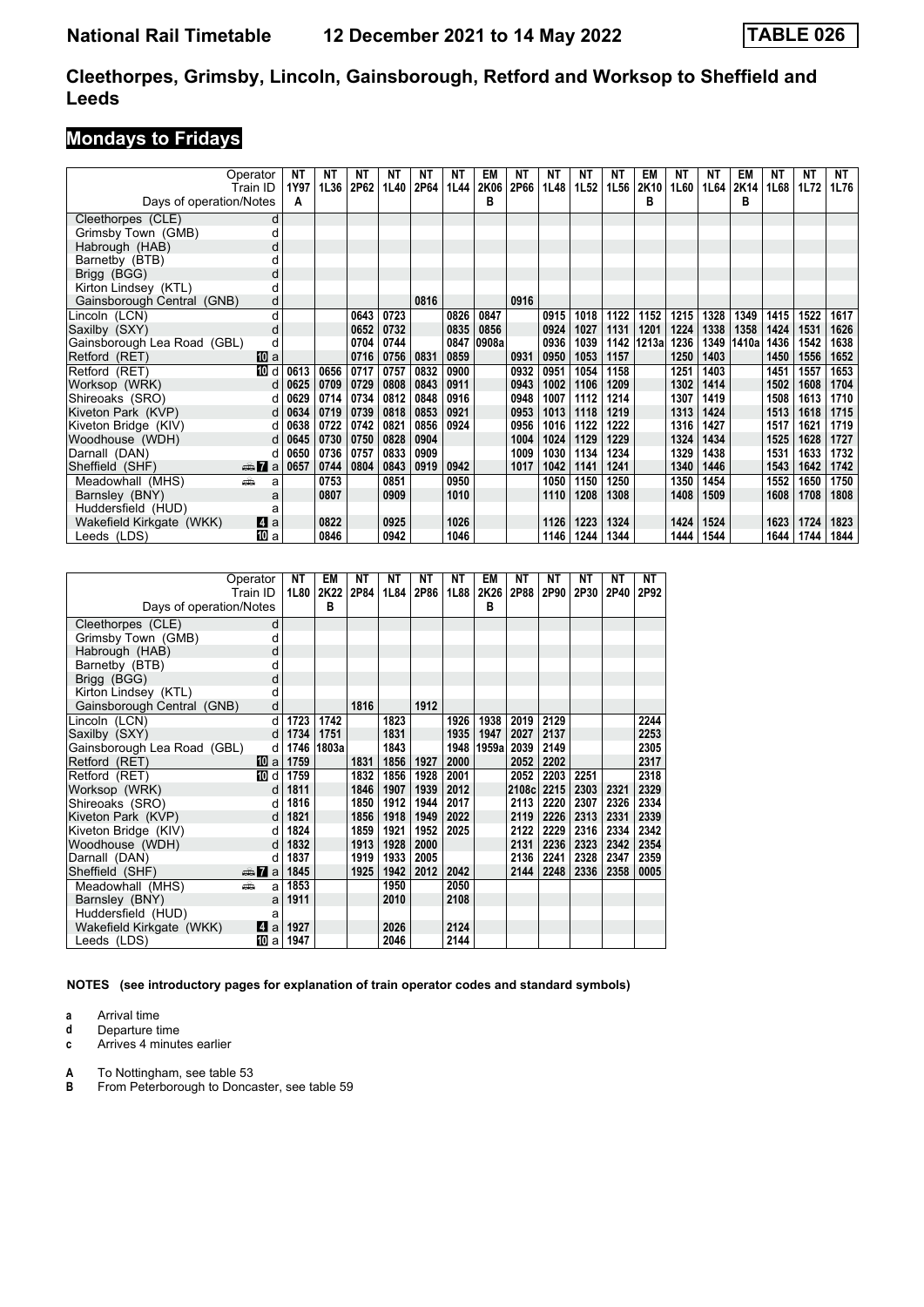**National Rail Timetable** **12 December 2021 to 14 May 2022** **TABLE 026**

## Cleethorpes, Grimsby, Lincoln, Gainsborough, Retford and Worksop to Sheffield and Leeds

### Mondays to Fridays

| Operator | | NT | NT | NT | NT | NT | NT | EM | NT | NT | NT | NT | EM | NT | NT | EM | NT | NT | NT |
|---|---|---|---|---|---|---|---|---|---|---|---|---|---|---|---|---|---|---|---|
| Train ID | | 1Y97 | 1L36 | 2P62 | 1L40 | 2P64 | 1L44 | 2K06 | 2P66 | 1L48 | 1L52 | 1L56 | 2K10 | 1L60 | 1L64 | 2K14 | 1L68 | 1L72 | 1L76 |
| Days of operation/Notes | | A | | | | | | B | | | | | B | | | B | | | |
| Cleethorpes (CLE) | d | | | | | | | | | | | | | | | | | | |
| Grimsby Town (GMB) | d | | | | | | | | | | | | | | | | | | |
| Habrough (HAB) | d | | | | | | | | | | | | | | | | | | |
| Barnetby (BTB) | d | | | | | | | | | | | | | | | | | | |
| Brigg (BGG) | d | | | | | | | | | | | | | | | | | | |
| Kirton Lindsey (KTL) | d | | | | | | | | | | | | | | | | | | |
| Gainsborough Central (GNB) | d | | | | | 0816 | | | 0916 | | | | | | | | | | |
| Lincoln (LCN) | d | | | 0643 | 0723 | | 0826 | 0847 | | 0915 | 1018 | 1122 | 1152 | 1215 | 1328 | 1349 | 1415 | 1522 | 1617 |
| Saxilby (SXY) | d | | | 0652 | 0732 | | 0835 | 0856 | | 0924 | 1027 | 1131 | 1201 | 1224 | 1338 | 1358 | 1424 | 1531 | 1626 |
| Gainsborough Lea Road (GBL) | d | | | 0704 | 0744 | | 0847 | 0908a | | 0936 | 1039 | 1142 | 1213a | 1236 | 1349 | 1410a | 1436 | 1542 | 1638 |
| Retford (RET) | 10 a | | | 0716 | 0756 | 0831 | 0859 | | 0931 | 0950 | 1053 | 1157 | | 1250 | 1403 | | 1450 | 1556 | 1652 |
| Retford (RET) | 10 d | 0613 | 0656 | 0717 | 0757 | 0832 | 0900 | | 0932 | 0951 | 1054 | 1158 | | 1251 | 1403 | | 1451 | 1557 | 1653 |
| Worksop (WRK) | d | 0625 | 0709 | 0729 | 0808 | 0843 | 0911 | | 0943 | 1002 | 1106 | 1209 | | 1302 | 1414 | | 1502 | 1608 | 1704 |
| Shireoaks (SRO) | d | 0629 | 0714 | 0734 | 0812 | 0848 | 0916 | | 0948 | 1007 | 1112 | 1214 | | 1307 | 1419 | | 1508 | 1613 | 1710 |
| Kiveton Park (KVP) | d | 0634 | 0719 | 0739 | 0818 | 0853 | 0921 | | 0953 | 1013 | 1118 | 1219 | | 1313 | 1424 | | 1513 | 1618 | 1715 |
| Kiveton Bridge (KIV) | d | 0638 | 0722 | 0742 | 0821 | 0856 | 0924 | | 0956 | 1016 | 1122 | 1222 | | 1316 | 1427 | | 1517 | 1621 | 1719 |
| Woodhouse (WDH) | d | 0645 | 0730 | 0750 | 0828 | 0904 | | | 1004 | 1024 | 1129 | 1229 | | 1324 | 1434 | | 1525 | 1628 | 1727 |
| Darnall (DAN) | d | 0650 | 0736 | 0757 | 0833 | 0909 | | | 1009 | 1030 | 1134 | 1234 | | 1329 | 1438 | | 1531 | 1633 | 1732 |
| Sheffield (SHF) | 7 a | 0657 | 0744 | 0804 | 0843 | 0919 | 0942 | | 1017 | 1042 | 1141 | 1241 | | 1340 | 1446 | | 1543 | 1642 | 1742 |
| Meadowhall (MHS) | a | | 0753 | | 0851 | | 0950 | | | 1050 | 1150 | 1250 | | 1350 | 1454 | | 1552 | 1650 | 1750 |
| Barnsley (BNY) | a | | 0807 | | 0909 | | 1010 | | | 1110 | 1208 | 1308 | | 1408 | 1509 | | 1608 | 1708 | 1808 |
| Huddersfield (HUD) | a | | | | | | | | | | | | | | | | | | |
| Wakefield Kirkgate (WKK) | 4 a | | 0822 | | 0925 | | 1026 | | | 1126 | 1223 | 1324 | | 1424 | 1524 | | 1623 | 1724 | 1823 |
| Leeds (LDS) | 10 a | | 0846 | | 0942 | | 1046 | | | 1146 | 1244 | 1344 | | 1444 | 1544 | | 1644 | 1744 | 1844 |

| Operator | | NT | EM | NT | NT | NT | NT | EM | NT | NT | NT | NT | NT |
|---|---|---|---|---|---|---|---|---|---|---|---|---|---|
| Train ID | | 1L80 | 2K22 | 2P84 | 1L84 | 2P86 | 1L88 | 2K26 | 2P88 | 2P90 | 2P30 | 2P40 | 2P92 |
| Days of operation/Notes | | | B | | | | | B | | | | | |
| Cleethorpes (CLE) | d | | | | | | | | | | | | |
| Grimsby Town (GMB) | d | | | | | | | | | | | | |
| Habrough (HAB) | d | | | | | | | | | | | | |
| Barnetby (BTB) | d | | | | | | | | | | | | |
| Brigg (BGG) | d | | | | | | | | | | | | |
| Kirton Lindsey (KTL) | d | | | | | | | | | | | | |
| Gainsborough Central (GNB) | d | | | 1816 | | 1912 | | | | | | | |
| Lincoln (LCN) | d | 1723 | 1742 | | 1823 | | 1926 | 1938 | 2019 | 2129 | | | 2244 |
| Saxilby (SXY) | d | 1734 | 1751 | | 1831 | | 1935 | 1947 | 2027 | 2137 | | | 2253 |
| Gainsborough Lea Road (GBL) | d | 1746 | 1803a | | 1843 | | 1948 | 1959a | 2039 | 2149 | | | 2305 |
| Retford (RET) | 10 a | 1759 | | 1831 | 1856 | 1927 | 2000 | | 2052 | 2202 | | | 2317 |
| Retford (RET) | 10 d | 1759 | | 1832 | 1856 | 1928 | 2001 | | 2052 | 2203 | 2251 | | 2318 |
| Worksop (WRK) | d | 1811 | | 1846 | 1907 | 1939 | 2012 | | 2108c | 2215 | 2303 | 2321 | 2329 |
| Shireoaks (SRO) | d | 1816 | | 1850 | 1912 | 1944 | 2017 | | 2113 | 2220 | 2307 | 2326 | 2334 |
| Kiveton Park (KVP) | d | 1821 | | 1856 | 1918 | 1949 | 2022 | | 2119 | 2226 | 2313 | 2331 | 2339 |
| Kiveton Bridge (KIV) | d | 1824 | | 1859 | 1921 | 1952 | 2025 | | 2122 | 2229 | 2316 | 2334 | 2342 |
| Woodhouse (WDH) | d | 1832 | | 1913 | 1928 | 2000 | | | 2131 | 2236 | 2323 | 2342 | 2354 |
| Darnall (DAN) | d | 1837 | | 1919 | 1933 | 2005 | | | 2136 | 2241 | 2328 | 2347 | 2359 |
| Sheffield (SHF) | 7 a | 1845 | | 1925 | 1942 | 2012 | 2042 | | 2144 | 2248 | 2336 | 2358 | 0005 |
| Meadowhall (MHS) | a | 1853 | | | 1950 | | 2050 | | | | | | |
| Barnsley (BNY) | a | 1911 | | | 2010 | | 2108 | | | | | | |
| Huddersfield (HUD) | a | | | | | | | | | | | | |
| Wakefield Kirkgate (WKK) | 4 a | 1927 | | | 2026 | | 2124 | | | | | | |
| Leeds (LDS) | 10 a | 1947 | | | 2046 | | 2144 | | | | | | |

**NOTES (see introductory pages for explanation of train operator codes and standard symbols)**

- **a** Arrival time
- **d** Departure time
- **c** Arrives 4 minutes earlier

- **A** To Nottingham, see table 53
- **B** From Peterborough to Doncaster, see table 59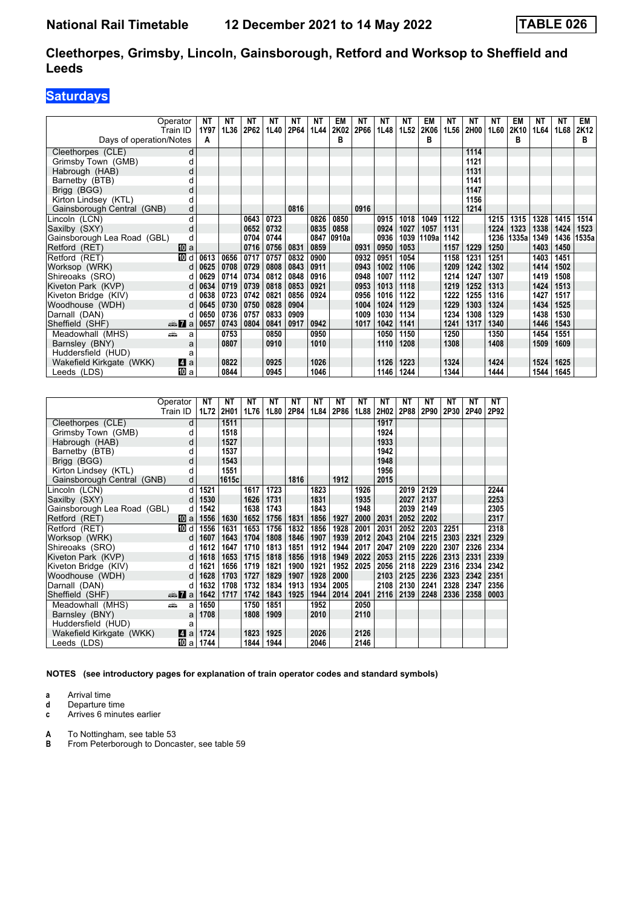# National Rail Timetable 12 December 2021 to 14 May 2022 TABLE 026

## Cleethorpes, Grimsby, Lincoln, Gainsborough, Retford and Worksop to Sheffield and Leeds

### Saturdays

| Operator | | NT | NT | NT | NT | NT | NT | EM | NT | NT | NT | EM | NT | NT | NT | EM | NT | NT | EM |
|---|---|---|---|---|---|---|---|---|---|---|---|---|---|---|---|---|---|---|---|
| Train ID | | 1Y97 | 1L36 | 2P62 | 1L40 | 2P64 | 1L44 | 2K02 | 2P66 | 1L48 | 1L52 | 2K06 | 1L56 | 2H00 | 1L60 | 2K10 | 1L64 | 1L68 | 2K12 |
| Days of operation/Notes | | A | | | | | | B | | | | B | | | | B | | | B |
| Cleethorpes (CLE) | d | | | | | | | | | | | | | 1114 | | | | | |
| Grimsby Town (GMB) | d | | | | | | | | | | | | | 1121 | | | | | |
| Habrough (HAB) | d | | | | | | | | | | | | | 1131 | | | | | |
| Barnetby (BTB) | d | | | | | | | | | | | | | 1141 | | | | | |
| Brigg (BGG) | d | | | | | | | | | | | | | 1147 | | | | | |
| Kirton Lindsey (KTL) | d | | | | | | | | | | | | | 1156 | | | | | |
| Gainsborough Central (GNB) | d | | | | | 0816 | | | 0916 | | | | | 1214 | | | | | |
| Lincoln (LCN) | d | | | 0643 | 0723 | | 0826 | 0850 | | 0915 | 1018 | 1049 | 1122 | | 1215 | 1315 | 1328 | 1415 | 1514 |
| Saxilby (SXY) | d | | | 0652 | 0732 | | 0835 | 0858 | | 0924 | 1027 | 1057 | 1131 | | 1224 | 1323 | 1338 | 1424 | 1523 |
| Gainsborough Lea Road (GBL) | d | | | 0704 | 0744 | | 0847 | 0910a | | 0936 | 1039 | 1109a | 1142 | | 1236 | 1335a | 1349 | 1436 | 1535a |
| Retford (RET) | 10 a | | | 0716 | 0756 | 0831 | 0859 | | 0931 | 0950 | 1053 | | 1157 | 1229 | 1250 | | 1403 | 1450 | |
| Retford (RET) | 10 d | 0613 | 0656 | 0717 | 0757 | 0832 | 0900 | | 0932 | 0951 | 1054 | | 1158 | 1231 | 1251 | | 1403 | 1451 | |
| Worksop (WRK) | d | 0625 | 0708 | 0729 | 0808 | 0843 | 0911 | | 0943 | 1002 | 1106 | | 1209 | 1242 | 1302 | | 1414 | 1502 | |
| Shireoaks (SRO) | d | 0629 | 0714 | 0734 | 0812 | 0848 | 0916 | | 0948 | 1007 | 1112 | | 1214 | 1247 | 1307 | | 1419 | 1508 | |
| Kiveton Park (KVP) | d | 0634 | 0719 | 0739 | 0818 | 0853 | 0921 | | 0953 | 1013 | 1118 | | 1219 | 1252 | 1313 | | 1424 | 1513 | |
| Kiveton Bridge (KIV) | d | 0638 | 0723 | 0742 | 0821 | 0856 | 0924 | | 0956 | 1016 | 1122 | | 1222 | 1255 | 1316 | | 1427 | 1517 | |
| Woodhouse (WDH) | d | 0645 | 0730 | 0750 | 0828 | 0904 | | | 1004 | 1024 | 1129 | | 1229 | 1303 | 1324 | | 1434 | 1525 | |
| Darnall (DAN) | d | 0650 | 0736 | 0757 | 0833 | 0909 | | | 1009 | 1030 | 1134 | | 1234 | 1308 | 1329 | | 1438 | 1530 | |
| Sheffield (SHF) | 7 a | 0657 | 0743 | 0804 | 0841 | 0917 | 0942 | | 1017 | 1042 | 1141 | | 1241 | 1317 | 1340 | | 1446 | 1543 | |
| Meadowhall (MHS) | a | | 0753 | | 0850 | | 0950 | | | 1050 | 1150 | | 1250 | | 1350 | | 1454 | 1551 | |
| Barnsley (BNY) | a | | 0807 | | 0910 | | 1010 | | | 1110 | 1208 | | 1308 | | 1408 | | 1509 | 1609 | |
| Huddersfield (HUD) | a | | | | | | | | | | | | | | | | | | |
| Wakefield Kirkgate (WKK) | 4 a | | 0822 | | 0925 | | 1026 | | | 1126 | 1223 | | 1324 | | 1424 | | 1524 | 1625 | |
| Leeds (LDS) | 10 a | | 0844 | | 0945 | | 1046 | | | 1146 | 1244 | | 1344 | | 1444 | | 1544 | 1645 | |

| Operator | | NT | NT | NT | NT | NT | NT | NT | NT | NT | NT | NT | NT | NT | NT |
|---|---|---|---|---|---|---|---|---|---|---|---|---|---|---|---|
| Train ID | | 1L72 | 2H01 | 1L76 | 1L80 | 2P84 | 1L84 | 2P86 | 1L88 | 2H02 | 2P88 | 2P90 | 2P30 | 2P40 | 2P92 |
| Cleethorpes (CLE) | d | | 1511 | | | | | | | 1917 | | | | | |
| Grimsby Town (GMB) | d | | 1518 | | | | | | | 1924 | | | | | |
| Habrough (HAB) | d | | 1527 | | | | | | | 1933 | | | | | |
| Barnetby (BTB) | d | | 1537 | | | | | | | 1942 | | | | | |
| Brigg (BGG) | d | | 1543 | | | | | | | 1948 | | | | | |
| Kirton Lindsey (KTL) | d | | 1551 | | | | | | | 1956 | | | | | |
| Gainsborough Central (GNB) | d | | 1615c | | | 1816 | | 1912 | | 2015 | | | | | |
| Lincoln (LCN) | d | 1521 | | 1617 | 1723 | | 1823 | | 1926 | | 2019 | 2129 | | | 2244 |
| Saxilby (SXY) | d | 1530 | | 1626 | 1731 | | 1831 | | 1935 | | 2027 | 2137 | | | 2253 |
| Gainsborough Lea Road (GBL) | d | 1542 | | 1638 | 1743 | | 1843 | | 1948 | | 2039 | 2149 | | | 2305 |
| Retford (RET) | 10 a | 1556 | 1630 | 1652 | 1756 | 1831 | 1856 | 1927 | 2000 | 2031 | 2052 | 2202 | | | 2317 |
| Retford (RET) | 10 d | 1556 | 1631 | 1653 | 1756 | 1832 | 1856 | 1928 | 2001 | 2031 | 2052 | 2203 | 2251 | | 2318 |
| Worksop (WRK) | d | 1607 | 1643 | 1704 | 1808 | 1846 | 1907 | 1939 | 2012 | 2043 | 2104 | 2215 | 2303 | 2321 | 2329 |
| Shireoaks (SRO) | d | 1612 | 1647 | 1710 | 1813 | 1851 | 1912 | 1944 | 2017 | 2047 | 2109 | 2220 | 2307 | 2326 | 2334 |
| Kiveton Park (KVP) | d | 1618 | 1653 | 1715 | 1818 | 1856 | 1918 | 1949 | 2022 | 2053 | 2115 | 2226 | 2313 | 2331 | 2339 |
| Kiveton Bridge (KIV) | d | 1621 | 1656 | 1719 | 1821 | 1900 | 1921 | 1952 | 2025 | 2056 | 2118 | 2229 | 2316 | 2334 | 2342 |
| Woodhouse (WDH) | d | 1628 | 1703 | 1727 | 1829 | 1907 | 1928 | 2000 | | 2103 | 2125 | 2236 | 2323 | 2342 | 2351 |
| Darnall (DAN) | d | 1632 | 1708 | 1732 | 1834 | 1913 | 1934 | 2005 | | 2108 | 2130 | 2241 | 2328 | 2347 | 2356 |
| Sheffield (SHF) | 7 a | 1642 | 1717 | 1742 | 1843 | 1925 | 1944 | 2014 | 2041 | 2116 | 2139 | 2248 | 2336 | 2358 | 0003 |
| Meadowhall (MHS) | a | 1650 | | 1750 | 1851 | | 1952 | | 2050 | | | | | | |
| Barnsley (BNY) | a | 1708 | | 1808 | 1909 | | 2010 | | 2110 | | | | | | |
| Huddersfield (HUD) | a | | | | | | | | | | | | | | |
| Wakefield Kirkgate (WKK) | 4 a | 1724 | | 1823 | 1925 | | 2026 | | 2126 | | | | | | |
| Leeds (LDS) | 10 a | 1744 | | 1844 | 1944 | | 2046 | | 2146 | | | | | | |

**NOTES (see introductory pages for explanation of train operator codes and standard symbols)**

- **a** Arrival time
- **d** Departure time
- **c** Arrives 6 minutes earlier

- **A** To Nottingham, see table 53
- **B** From Peterborough to Doncaster, see table 59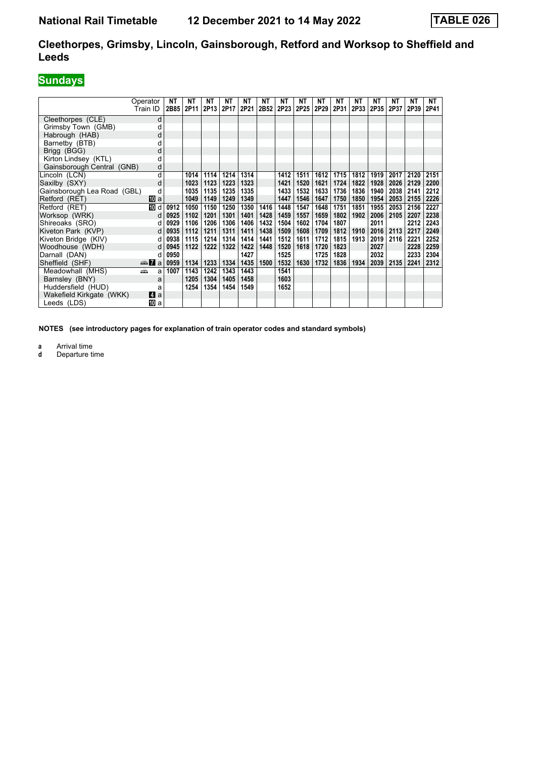# National Rail Timetable 12 December 2021 to 14 May 2022 TABLE 026

## Cleethorpes, Grimsby, Lincoln, Gainsborough, Retford and Worksop to Sheffield and Leeds

### Sundays

| Operator / Train ID | | NT 2B85 | NT 2P11 | NT 2P13 | NT 2P17 | NT 2P21 | NT 2B52 | NT 2P23 | NT 2P25 | NT 2P29 | NT 2P31 | NT 2P33 | NT 2P35 | NT 2P37 | NT 2P39 | NT 2P41 |
|---|---|---|---|---|---|---|---|---|---|---|---|---|---|---|---|---|
| Cleethorpes (CLE) | d | | | | | | | | | | | | | | | |
| Grimsby Town (GMB) | d | | | | | | | | | | | | | | | |
| Habrough (HAB) | d | | | | | | | | | | | | | | | |
| Barnetby (BTB) | d | | | | | | | | | | | | | | | |
| Brigg (BGG) | d | | | | | | | | | | | | | | | |
| Kirton Lindsey (KTL) | d | | | | | | | | | | | | | | | |
| Gainsborough Central (GNB) | d | | | | | | | | | | | | | | | |
| Lincoln (LCN) | d | | 1014 | 1114 | 1214 | 1314 | | 1412 | 1511 | 1612 | 1715 | 1812 | 1919 | 2017 | 2120 | 2151 |
| Saxilby (SXY) | d | | 1023 | 1123 | 1223 | 1323 | | 1421 | 1520 | 1621 | 1724 | 1822 | 1928 | 2026 | 2129 | 2200 |
| Gainsborough Lea Road (GBL) | d | | 1035 | 1135 | 1235 | 1335 | | 1433 | 1532 | 1633 | 1736 | 1836 | 1940 | 2038 | 2141 | 2212 |
| Retford (RET) | 10 a | | 1049 | 1149 | 1249 | 1349 | | 1447 | 1546 | 1647 | 1750 | 1850 | 1954 | 2053 | 2155 | 2226 |
| Retford (RET) | 10 d | 0912 | 1050 | 1150 | 1250 | 1350 | 1416 | 1448 | 1547 | 1648 | 1751 | 1851 | 1955 | 2053 | 2156 | 2227 |
| Worksop (WRK) | d | 0925 | 1102 | 1201 | 1301 | 1401 | 1428 | 1459 | 1557 | 1659 | 1802 | 1902 | 2006 | 2105 | 2207 | 2238 |
| Shireoaks (SRO) | d | 0929 | 1106 | 1206 | 1306 | 1406 | 1432 | 1504 | 1602 | 1704 | 1807 | | 2011 | | 2212 | 2243 |
| Kiveton Park (KVP) | d | 0935 | 1112 | 1211 | 1311 | 1411 | 1438 | 1509 | 1608 | 1709 | 1812 | 1910 | 2016 | 2113 | 2217 | 2249 |
| Kiveton Bridge (KIV) | d | 0938 | 1115 | 1214 | 1314 | 1414 | 1441 | 1512 | 1611 | 1712 | 1815 | 1913 | 2019 | 2116 | 2221 | 2252 |
| Woodhouse (WDH) | d | 0945 | 1122 | 1222 | 1322 | 1422 | 1448 | 1520 | 1618 | 1720 | 1823 | | 2027 | | 2228 | 2259 |
| Darnall (DAN) | d | 0950 | | | | 1427 | | 1525 | | 1725 | 1828 | | 2032 | | 2233 | 2304 |
| Sheffield (SHF) | 7 a | 0959 | 1134 | 1233 | 1334 | 1435 | 1500 | 1532 | 1630 | 1732 | 1836 | 1934 | 2039 | 2135 | 2241 | 2312 |
| Meadowhall (MHS) | a | 1007 | 1143 | 1242 | 1343 | 1443 | | 1541 | | | | | | | | |
| Barnsley (BNY) | a | | 1205 | 1304 | 1405 | 1458 | | 1603 | | | | | | | | |
| Huddersfield (HUD) | a | | 1254 | 1354 | 1454 | 1549 | | 1652 | | | | | | | | |
| Wakefield Kirkgate (WKK) | 4 a | | | | | | | | | | | | | | | |
| Leeds (LDS) | 10 a | | | | | | | | | | | | | | | |

**NOTES (see introductory pages for explanation of train operator codes and standard symbols)**

**a** Arrival time
**d** Departure time